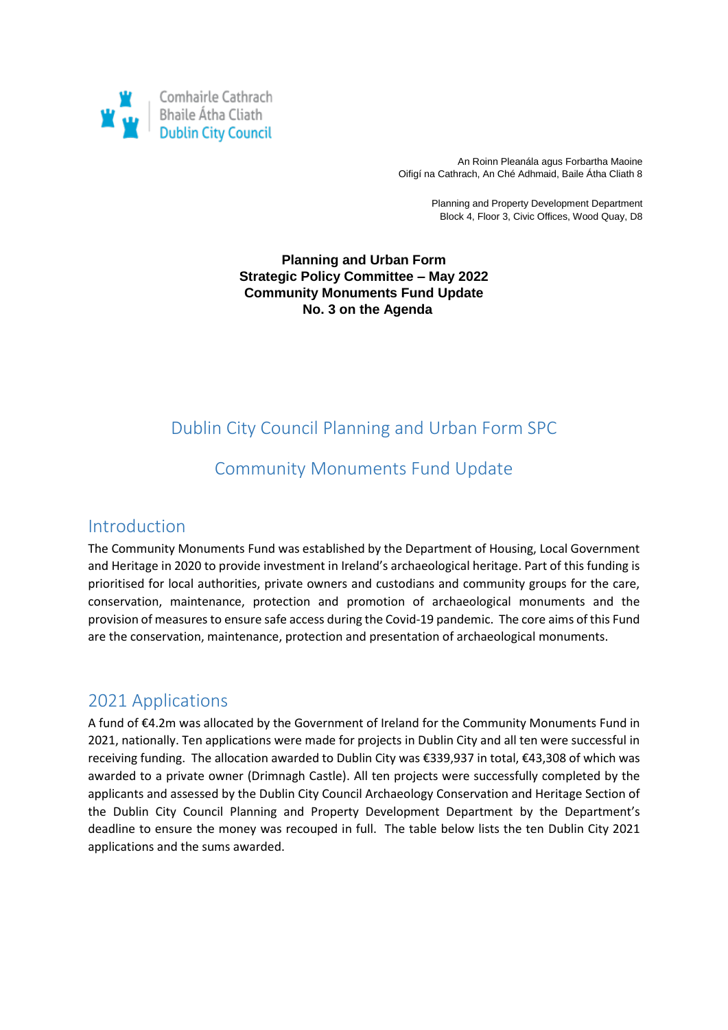Comhairle Cathrach
Bhaile Átha Cliath
Dublin City Council

An Roinn Pleanála agus Forbartha Maoine
Oifigí na Cathrach, An Ché Adhmaid, Baile Átha Cliath 8

Planning and Property Development Department
Block 4, Floor 3, Civic Offices, Wood Quay, D8

**Planning and Urban Form**
**Strategic Policy Committee – May 2022**
**Community Monuments Fund Update**
**No. 3 on the Agenda**

# Dublin City Council Planning and Urban Form SPC

# Community Monuments Fund Update

## Introduction

The Community Monuments Fund was established by the Department of Housing, Local Government and Heritage in 2020 to provide investment in Ireland's archaeological heritage. Part of this funding is prioritised for local authorities, private owners and custodians and community groups for the care, conservation, maintenance, protection and promotion of archaeological monuments and the provision of measures to ensure safe access during the Covid-19 pandemic. The core aims of this Fund are the conservation, maintenance, protection and presentation of archaeological monuments.

## 2021 Applications

A fund of €4.2m was allocated by the Government of Ireland for the Community Monuments Fund in 2021, nationally. Ten applications were made for projects in Dublin City and all ten were successful in receiving funding. The allocation awarded to Dublin City was €339,937 in total, €43,308 of which was awarded to a private owner (Drimnagh Castle). All ten projects were successfully completed by the applicants and assessed by the Dublin City Council Archaeology Conservation and Heritage Section of the Dublin City Council Planning and Property Development Department by the Department's deadline to ensure the money was recouped in full. The table below lists the ten Dublin City 2021 applications and the sums awarded.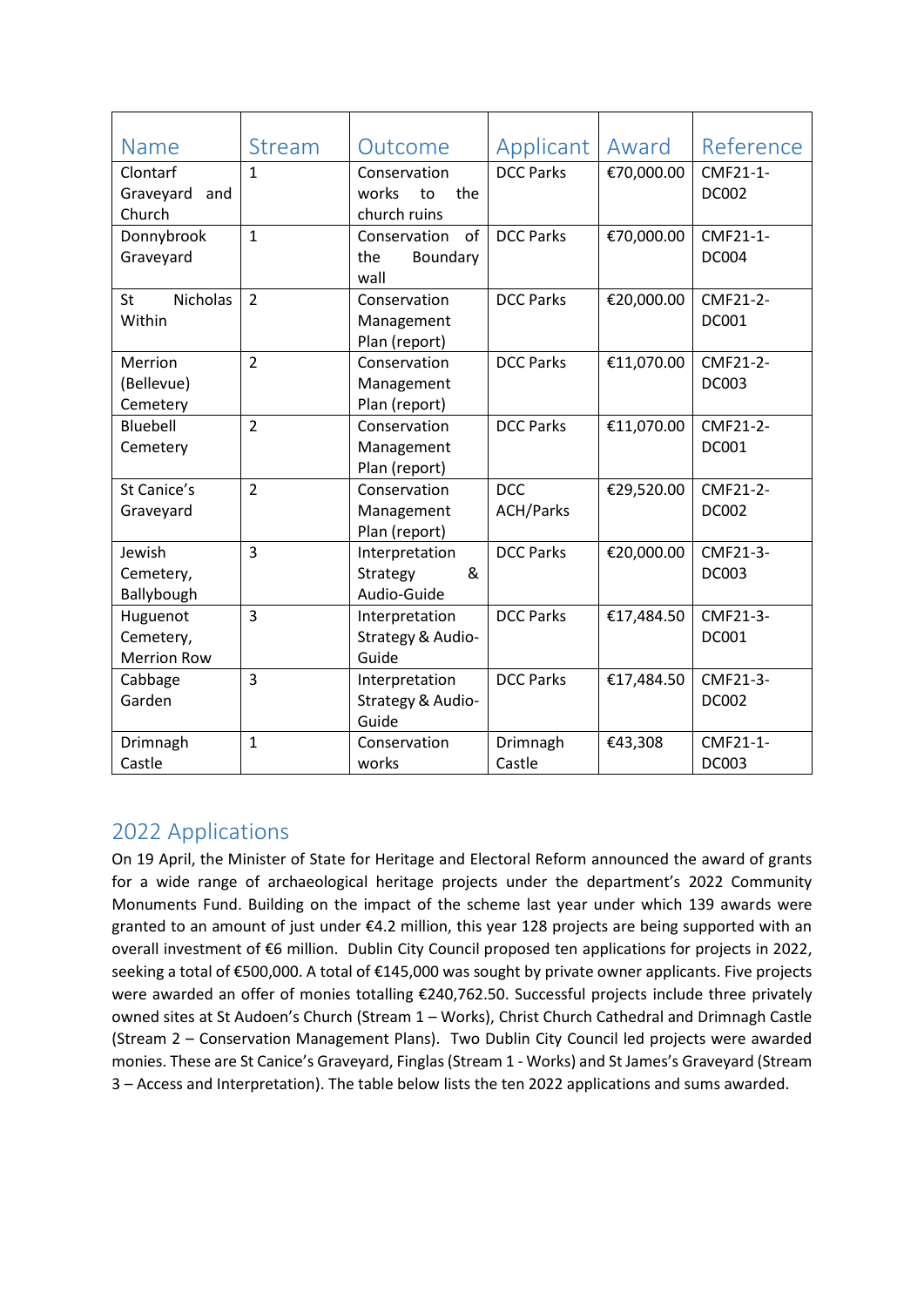| Name | Stream | Outcome | Applicant | Award | Reference |
|---|---|---|---|---|---|
| Clontarf Graveyard and Church | 1 | Conservation works to the church ruins | DCC Parks | €70,000.00 | CMF21-1-DC002 |
| Donnybrook Graveyard | 1 | Conservation of the Boundary wall | DCC Parks | €70,000.00 | CMF21-1-DC004 |
| St Nicholas Within | 2 | Conservation Management Plan (report) | DCC Parks | €20,000.00 | CMF21-2-DC001 |
| Merrion (Bellevue) Cemetery | 2 | Conservation Management Plan (report) | DCC Parks | €11,070.00 | CMF21-2-DC003 |
| Bluebell Cemetery | 2 | Conservation Management Plan (report) | DCC Parks | €11,070.00 | CMF21-2-DC001 |
| St Canice's Graveyard | 2 | Conservation Management Plan (report) | DCC ACH/Parks | €29,520.00 | CMF21-2-DC002 |
| Jewish Cemetery, Ballybough | 3 | Interpretation Strategy & Audio-Guide | DCC Parks | €20,000.00 | CMF21-3-DC003 |
| Huguenot Cemetery, Merrion Row | 3 | Interpretation Strategy & Audio-Guide | DCC Parks | €17,484.50 | CMF21-3-DC001 |
| Cabbage Garden | 3 | Interpretation Strategy & Audio-Guide | DCC Parks | €17,484.50 | CMF21-3-DC002 |
| Drimnagh Castle | 1 | Conservation works | Drimnagh Castle | €43,308 | CMF21-1-DC003 |

## 2022 Applications

On 19 April, the Minister of State for Heritage and Electoral Reform announced the award of grants for a wide range of archaeological heritage projects under the department's 2022 Community Monuments Fund. Building on the impact of the scheme last year under which 139 awards were granted to an amount of just under €4.2 million, this year 128 projects are being supported with an overall investment of €6 million. Dublin City Council proposed ten applications for projects in 2022, seeking a total of €500,000. A total of €145,000 was sought by private owner applicants. Five projects were awarded an offer of monies totalling €240,762.50. Successful projects include three privately owned sites at St Audoen's Church (Stream 1 – Works), Christ Church Cathedral and Drimnagh Castle (Stream 2 – Conservation Management Plans). Two Dublin City Council led projects were awarded monies. These are St Canice's Graveyard, Finglas (Stream 1 - Works) and St James's Graveyard (Stream 3 – Access and Interpretation). The table below lists the ten 2022 applications and sums awarded.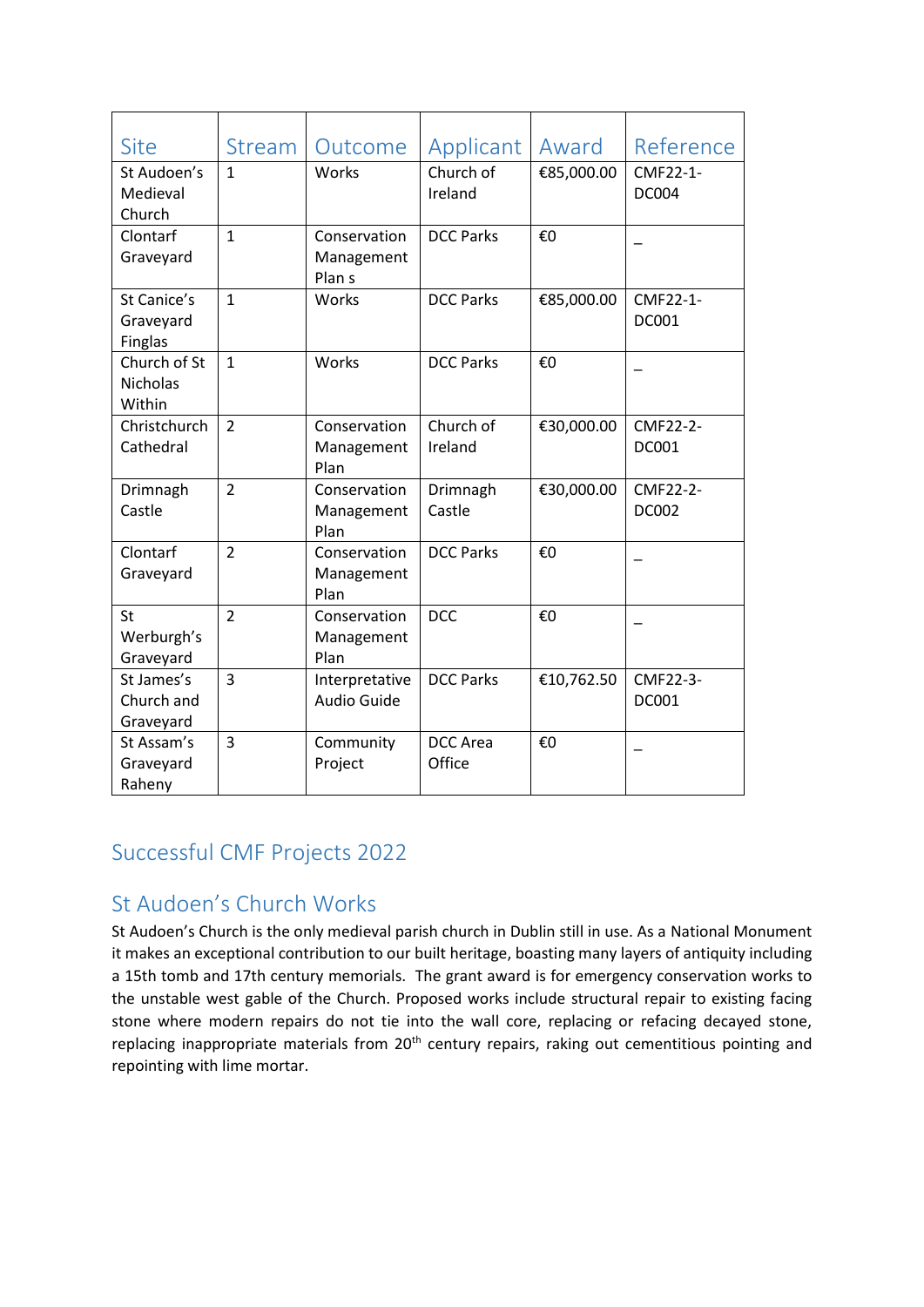| Site | Stream | Outcome | Applicant | Award | Reference |
|---|---|---|---|---|---|
| St Audoen's Medieval Church | 1 | Works | Church of Ireland | €85,000.00 | CMF22-1-DC004 |
| Clontarf Graveyard | 1 | Conservation Management Plan s | DCC Parks | €0 | _ |
| St Canice's Graveyard Finglas | 1 | Works | DCC Parks | €85,000.00 | CMF22-1-DC001 |
| Church of St Nicholas Within | 1 | Works | DCC Parks | €0 | _ |
| Christchurch Cathedral | 2 | Conservation Management Plan | Church of Ireland | €30,000.00 | CMF22-2-DC001 |
| Drimnagh Castle | 2 | Conservation Management Plan | Drimnagh Castle | €30,000.00 | CMF22-2-DC002 |
| Clontarf Graveyard | 2 | Conservation Management Plan | DCC Parks | €0 | _ |
| St Werburgh's Graveyard | 2 | Conservation Management Plan | DCC | €0 | _ |
| St James's Church and Graveyard | 3 | Interpretative Audio Guide | DCC Parks | €10,762.50 | CMF22-3-DC001 |
| St Assam's Graveyard Raheny | 3 | Community Project | DCC Area Office | €0 | _ |

## Successful CMF Projects 2022

### St Audoen's Church Works

St Audoen's Church is the only medieval parish church in Dublin still in use. As a National Monument it makes an exceptional contribution to our built heritage, boasting many layers of antiquity including a 15th tomb and 17th century memorials. The grant award is for emergency conservation works to the unstable west gable of the Church. Proposed works include structural repair to existing facing stone where modern repairs do not tie into the wall core, replacing or refacing decayed stone, replacing inappropriate materials from 20th century repairs, raking out cementitious pointing and repointing with lime mortar.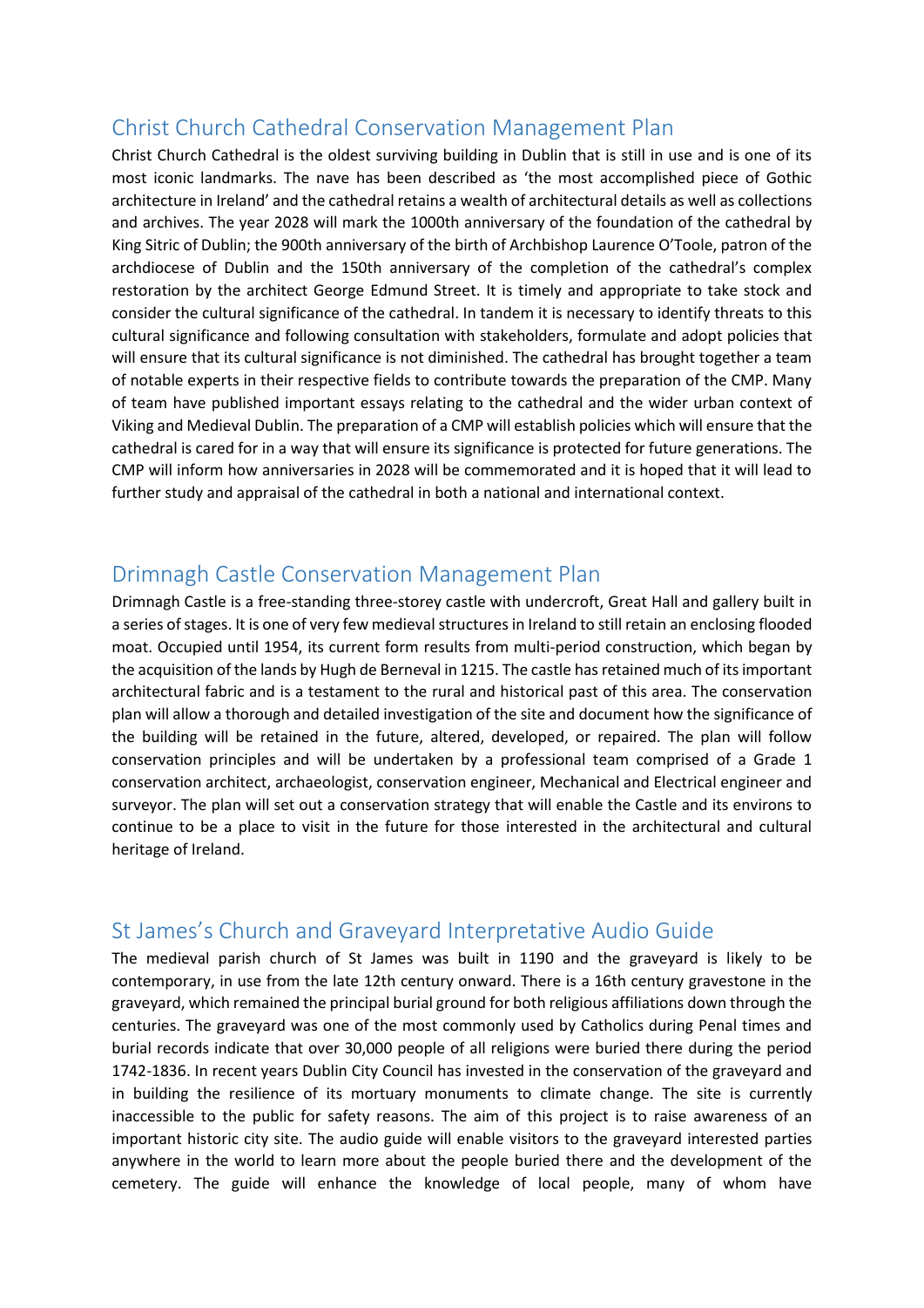## Christ Church Cathedral Conservation Management Plan

Christ Church Cathedral is the oldest surviving building in Dublin that is still in use and is one of its most iconic landmarks. The nave has been described as 'the most accomplished piece of Gothic architecture in Ireland' and the cathedral retains a wealth of architectural details as well as collections and archives. The year 2028 will mark the 1000th anniversary of the foundation of the cathedral by King Sitric of Dublin; the 900th anniversary of the birth of Archbishop Laurence O'Toole, patron of the archdiocese of Dublin and the 150th anniversary of the completion of the cathedral's complex restoration by the architect George Edmund Street. It is timely and appropriate to take stock and consider the cultural significance of the cathedral. In tandem it is necessary to identify threats to this cultural significance and following consultation with stakeholders, formulate and adopt policies that will ensure that its cultural significance is not diminished. The cathedral has brought together a team of notable experts in their respective fields to contribute towards the preparation of the CMP. Many of team have published important essays relating to the cathedral and the wider urban context of Viking and Medieval Dublin. The preparation of a CMP will establish policies which will ensure that the cathedral is cared for in a way that will ensure its significance is protected for future generations. The CMP will inform how anniversaries in 2028 will be commemorated and it is hoped that it will lead to further study and appraisal of the cathedral in both a national and international context.

## Drimnagh Castle Conservation Management Plan

Drimnagh Castle is a free-standing three-storey castle with undercroft, Great Hall and gallery built in a series of stages. It is one of very few medieval structures in Ireland to still retain an enclosing flooded moat. Occupied until 1954, its current form results from multi-period construction, which began by the acquisition of the lands by Hugh de Berneval in 1215. The castle has retained much of its important architectural fabric and is a testament to the rural and historical past of this area. The conservation plan will allow a thorough and detailed investigation of the site and document how the significance of the building will be retained in the future, altered, developed, or repaired. The plan will follow conservation principles and will be undertaken by a professional team comprised of a Grade 1 conservation architect, archaeologist, conservation engineer, Mechanical and Electrical engineer and surveyor. The plan will set out a conservation strategy that will enable the Castle and its environs to continue to be a place to visit in the future for those interested in the architectural and cultural heritage of Ireland.

## St James's Church and Graveyard Interpretative Audio Guide

The medieval parish church of St James was built in 1190 and the graveyard is likely to be contemporary, in use from the late 12th century onward. There is a 16th century gravestone in the graveyard, which remained the principal burial ground for both religious affiliations down through the centuries. The graveyard was one of the most commonly used by Catholics during Penal times and burial records indicate that over 30,000 people of all religions were buried there during the period 1742-1836. In recent years Dublin City Council has invested in the conservation of the graveyard and in building the resilience of its mortuary monuments to climate change. The site is currently inaccessible to the public for safety reasons. The aim of this project is to raise awareness of an important historic city site. The audio guide will enable visitors to the graveyard interested parties anywhere in the world to learn more about the people buried there and the development of the cemetery. The guide will enhance the knowledge of local people, many of whom have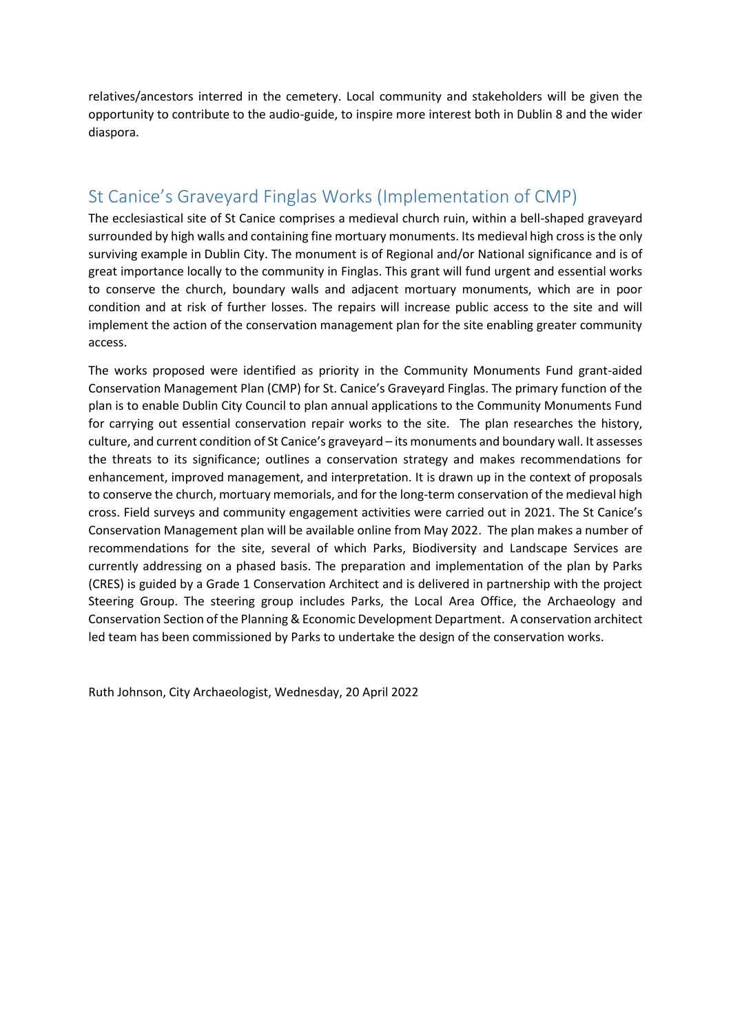relatives/ancestors interred in the cemetery. Local community and stakeholders will be given the opportunity to contribute to the audio-guide, to inspire more interest both in Dublin 8 and the wider diaspora.

## St Canice's Graveyard Finglas Works (Implementation of CMP)

The ecclesiastical site of St Canice comprises a medieval church ruin, within a bell-shaped graveyard surrounded by high walls and containing fine mortuary monuments. Its medieval high cross is the only surviving example in Dublin City. The monument is of Regional and/or National significance and is of great importance locally to the community in Finglas. This grant will fund urgent and essential works to conserve the church, boundary walls and adjacent mortuary monuments, which are in poor condition and at risk of further losses. The repairs will increase public access to the site and will implement the action of the conservation management plan for the site enabling greater community access.

The works proposed were identified as priority in the Community Monuments Fund grant-aided Conservation Management Plan (CMP) for St. Canice's Graveyard Finglas. The primary function of the plan is to enable Dublin City Council to plan annual applications to the Community Monuments Fund for carrying out essential conservation repair works to the site. The plan researches the history, culture, and current condition of St Canice's graveyard – its monuments and boundary wall. It assesses the threats to its significance; outlines a conservation strategy and makes recommendations for enhancement, improved management, and interpretation. It is drawn up in the context of proposals to conserve the church, mortuary memorials, and for the long-term conservation of the medieval high cross. Field surveys and community engagement activities were carried out in 2021. The St Canice's Conservation Management plan will be available online from May 2022. The plan makes a number of recommendations for the site, several of which Parks, Biodiversity and Landscape Services are currently addressing on a phased basis. The preparation and implementation of the plan by Parks (CRES) is guided by a Grade 1 Conservation Architect and is delivered in partnership with the project Steering Group. The steering group includes Parks, the Local Area Office, the Archaeology and Conservation Section of the Planning & Economic Development Department. A conservation architect led team has been commissioned by Parks to undertake the design of the conservation works.

Ruth Johnson, City Archaeologist, Wednesday, 20 April 2022